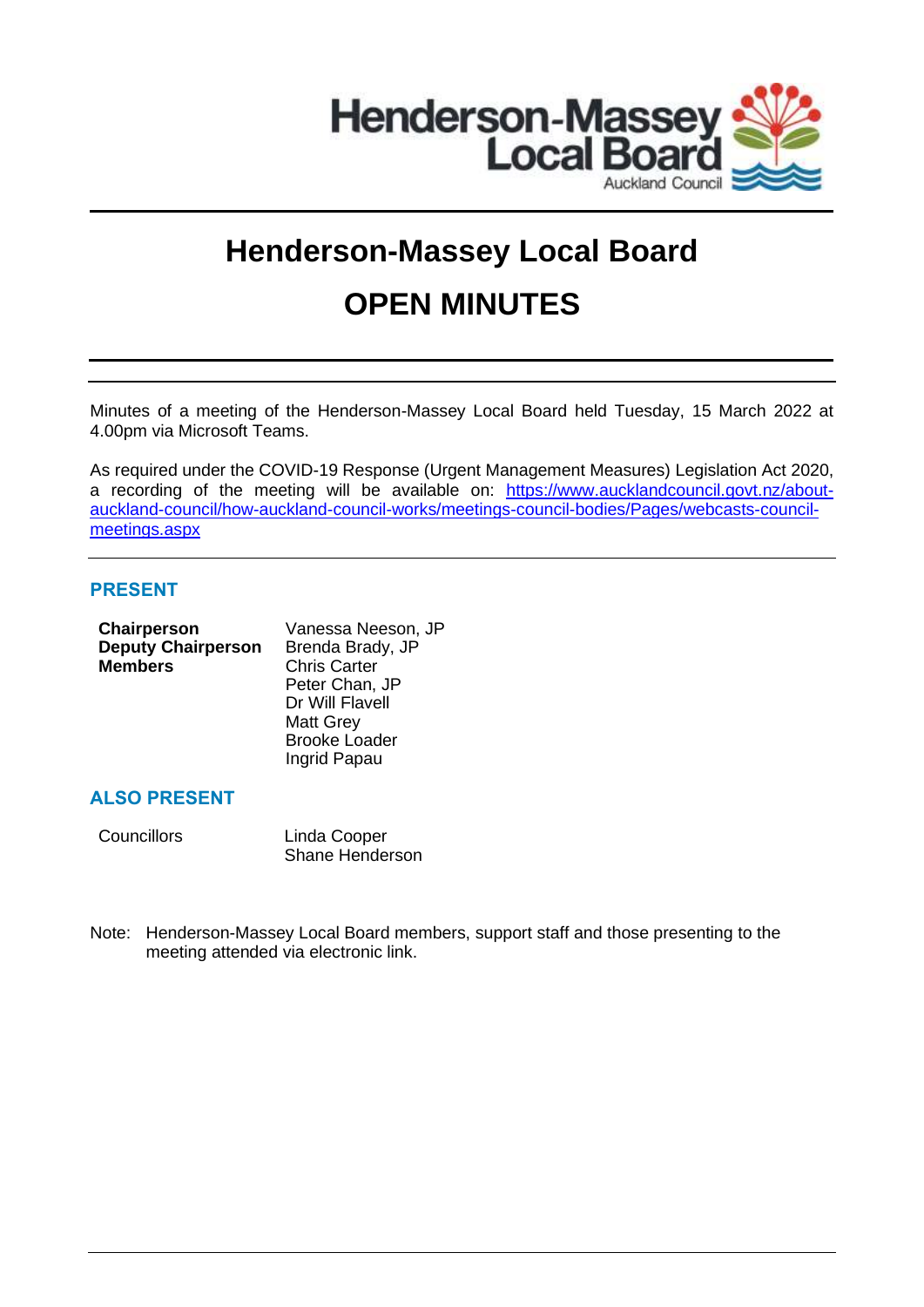# Henderson-Massey Local Board

# OPEN MINUTES

Minutes of a meeting of the Henderson-Massey Local Board held Tuesday, 15 March 2022 at 4.00pm via Microsoft Teams.

As required under the COVID-19 Response (Urgent Management Measures) Legislation Act 2020, a recording of the meeting will be available on: https://www.aucklandcouncil.govt.nz/about-auckland-council/how-auckland-council-works/meetings-council-bodies/Pages/webcasts-council-meetings.aspx

## PRESENT

| | |
|---|---|
| **Chairperson** | Vanessa Neeson, JP |
| **Deputy Chairperson** | Brenda Brady, JP |
| **Members** | Chris Carter |
| | Peter Chan, JP |
| | Dr Will Flavell |
| | Matt Grey |
| | Brooke Loader |
| | Ingrid Papau |

## ALSO PRESENT

| | |
|---|---|
| Councillors | Linda Cooper |
| | Shane Henderson |

Note: Henderson-Massey Local Board members, support staff and those presenting to the meeting attended via electronic link.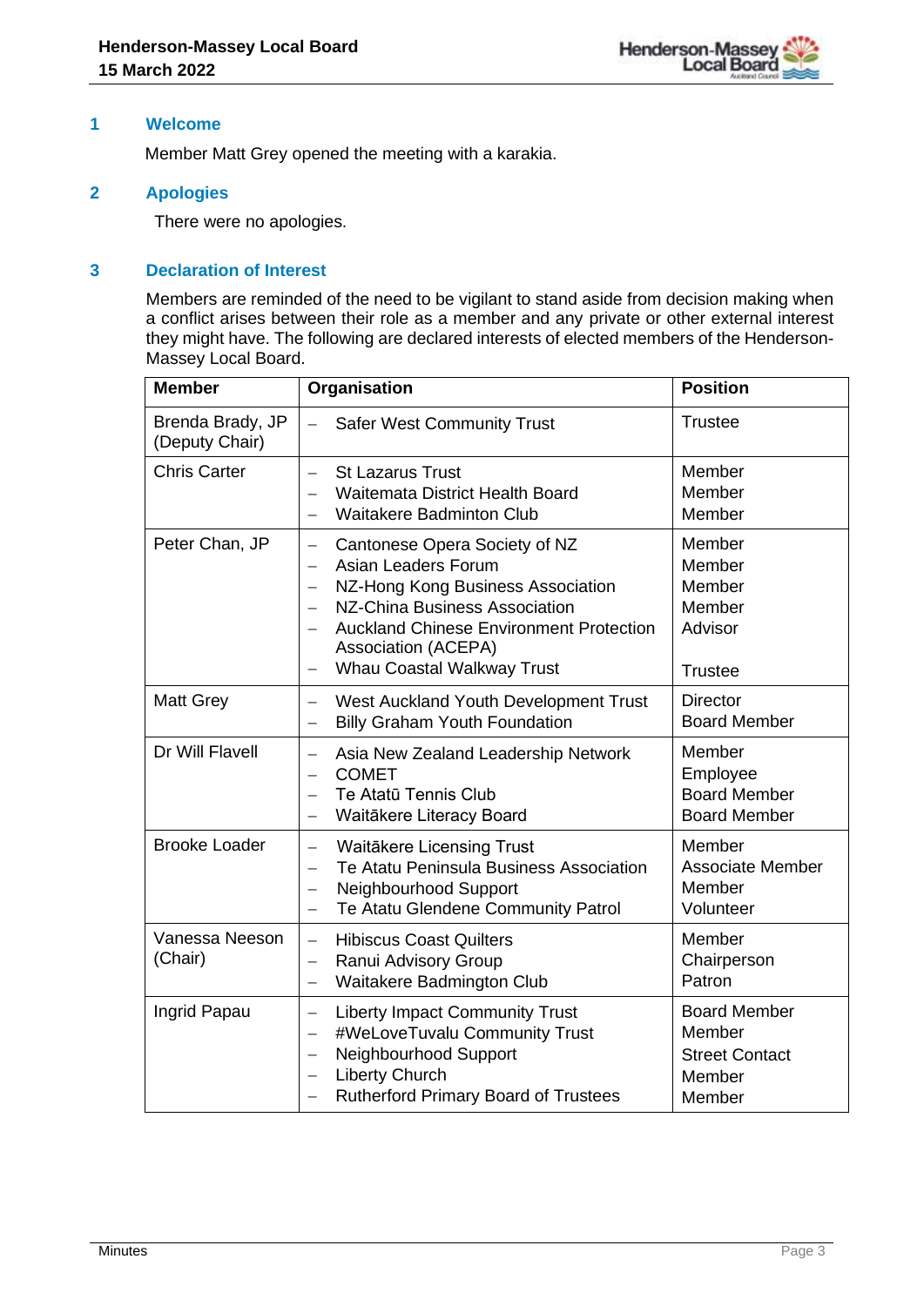## 1 Welcome

Member Matt Grey opened the meeting with a karakia.

## 2 Apologies

There were no apologies.

## 3 Declaration of Interest

Members are reminded of the need to be vigilant to stand aside from decision making when a conflict arises between their role as a member and any private or other external interest they might have. The following are declared interests of elected members of the Henderson-Massey Local Board.

| Member | Organisation | Position |
|---|---|---|
| Brenda Brady, JP (Deputy Chair) | – Safer West Community Trust | Trustee |
| Chris Carter | – St Lazarus Trust<br>– Waitemata District Health Board<br>– Waitakere Badminton Club | Member<br>Member<br>Member |
| Peter Chan, JP | – Cantonese Opera Society of NZ<br>– Asian Leaders Forum<br>– NZ-Hong Kong Business Association<br>– NZ-China Business Association<br>– Auckland Chinese Environment Protection Association (ACEPA)<br>– Whau Coastal Walkway Trust | Member<br>Member<br>Member<br>Member<br>Advisor<br><br>Trustee |
| Matt Grey | – West Auckland Youth Development Trust<br>– Billy Graham Youth Foundation | Director<br>Board Member |
| Dr Will Flavell | – Asia New Zealand Leadership Network<br>– COMET<br>– Te Atatū Tennis Club<br>– Waitākere Literacy Board | Member<br>Employee<br>Board Member<br>Board Member |
| Brooke Loader | – Waitākere Licensing Trust<br>– Te Atatu Peninsula Business Association<br>– Neighbourhood Support<br>– Te Atatu Glendene Community Patrol | Member<br>Associate Member<br>Member<br>Volunteer |
| Vanessa Neeson (Chair) | – Hibiscus Coast Quilters<br>– Ranui Advisory Group<br>– Waitakere Badmington Club | Member<br>Chairperson<br>Patron |
| Ingrid Papau | – Liberty Impact Community Trust<br>– #WeLoveTuvalu Community Trust<br>– Neighbourhood Support<br>– Liberty Church<br>– Rutherford Primary Board of Trustees | Board Member<br>Member<br>Street Contact<br>Member<br>Member |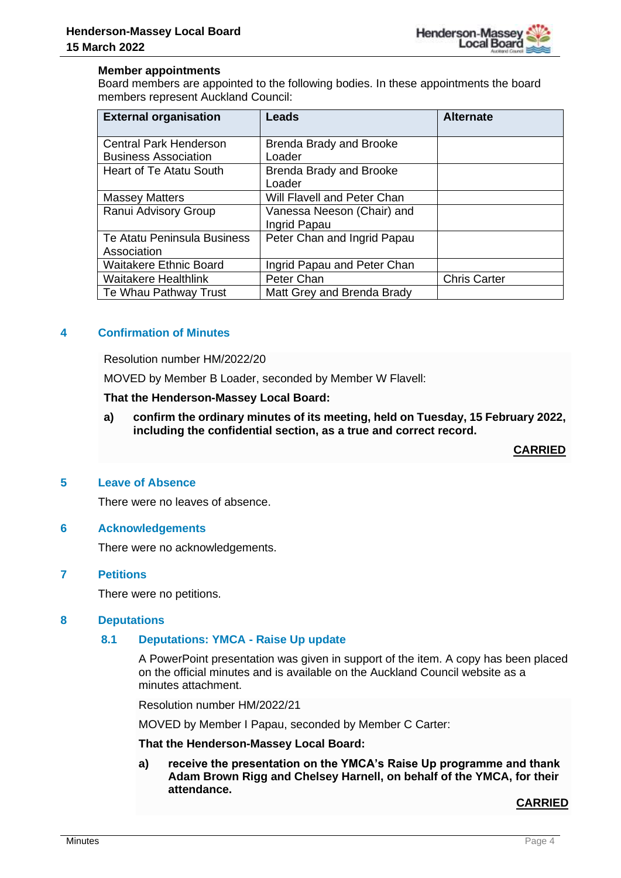**Member appointments**

Board members are appointed to the following bodies. In these appointments the board members represent Auckland Council:

| External organisation | Leads | Alternate |
|---|---|---|
| Central Park Henderson Business Association | Brenda Brady and Brooke Loader | |
| Heart of Te Atatu South | Brenda Brady and Brooke Loader | |
| Massey Matters | Will Flavell and Peter Chan | |
| Ranui Advisory Group | Vanessa Neeson (Chair) and Ingrid Papau | |
| Te Atatu Peninsula Business Association | Peter Chan and Ingrid Papau | |
| Waitakere Ethnic Board | Ingrid Papau and Peter Chan | |
| Waitakere Healthlink | Peter Chan | Chris Carter |
| Te Whau Pathway Trust | Matt Grey and Brenda Brady | |

## 4 Confirmation of Minutes

Resolution number HM/2022/20

MOVED by Member B Loader, seconded by Member W Flavell:

**That the Henderson-Massey Local Board:**

**a) confirm the ordinary minutes of its meeting, held on Tuesday, 15 February 2022, including the confidential section, as a true and correct record.**

**CARRIED**

## 5 Leave of Absence

There were no leaves of absence.

## 6 Acknowledgements

There were no acknowledgements.

## 7 Petitions

There were no petitions.

## 8 Deputations

### 8.1 Deputations: YMCA - Raise Up update

A PowerPoint presentation was given in support of the item. A copy has been placed on the official minutes and is available on the Auckland Council website as a minutes attachment.

Resolution number HM/2022/21

MOVED by Member I Papau, seconded by Member C Carter:

**That the Henderson-Massey Local Board:**

**a) receive the presentation on the YMCA's Raise Up programme and thank Adam Brown Rigg and Chelsey Harnell, on behalf of the YMCA, for their attendance.**

**CARRIED**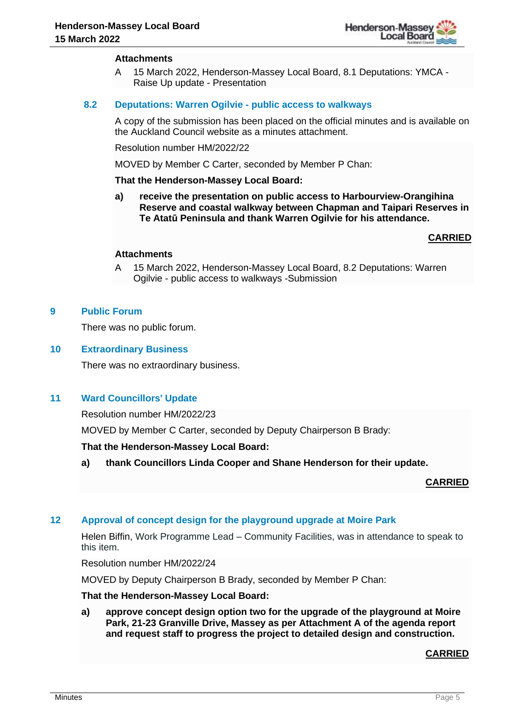**Attachments**

A 15 March 2022, Henderson-Massey Local Board, 8.1 Deputations: YMCA - Raise Up update - Presentation

### 8.2 Deputations: Warren Ogilvie - public access to walkways

A copy of the submission has been placed on the official minutes and is available on the Auckland Council website as a minutes attachment.

Resolution number HM/2022/22

MOVED by Member C Carter, seconded by Member P Chan:

**That the Henderson-Massey Local Board:**

**a) receive the presentation on public access to Harbourview-Orangihina Reserve and coastal walkway between Chapman and Taipari Reserves in Te Atatū Peninsula and thank Warren Ogilvie for his attendance.**

**CARRIED**

**Attachments**

A 15 March 2022, Henderson-Massey Local Board, 8.2 Deputations: Warren Ogilvie - public access to walkways -Submission

## 9 Public Forum

There was no public forum.

## 10 Extraordinary Business

There was no extraordinary business.

## 11 Ward Councillors' Update

Resolution number HM/2022/23

MOVED by Member C Carter, seconded by Deputy Chairperson B Brady:

**That the Henderson-Massey Local Board:**

**a) thank Councillors Linda Cooper and Shane Henderson for their update.**

**CARRIED**

## 12 Approval of concept design for the playground upgrade at Moire Park

Helen Biffin, Work Programme Lead – Community Facilities, was in attendance to speak to this item.

Resolution number HM/2022/24

MOVED by Deputy Chairperson B Brady, seconded by Member P Chan:

**That the Henderson-Massey Local Board:**

**a) approve concept design option two for the upgrade of the playground at Moire Park, 21-23 Granville Drive, Massey as per Attachment A of the agenda report and request staff to progress the project to detailed design and construction.**

**CARRIED**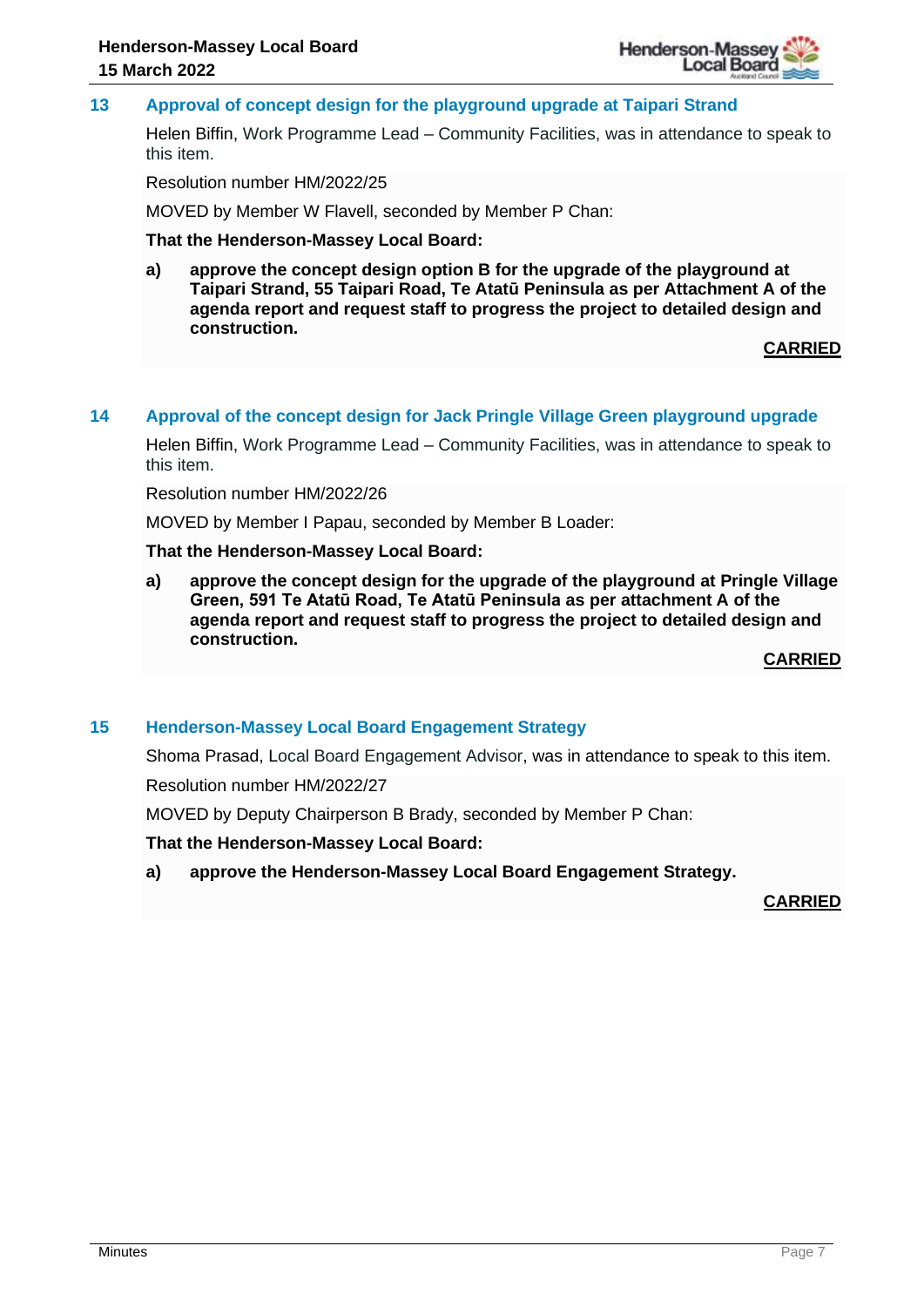## 13 Approval of concept design for the playground upgrade at Taipari Strand

Helen Biffin, Work Programme Lead – Community Facilities, was in attendance to speak to this item.

Resolution number HM/2022/25

MOVED by Member W Flavell, seconded by Member P Chan:

**That the Henderson-Massey Local Board:**

**a) approve the concept design option B for the upgrade of the playground at Taipari Strand, 55 Taipari Road, Te Atatū Peninsula as per Attachment A of the agenda report and request staff to progress the project to detailed design and construction.**

**CARRIED**

## 14 Approval of the concept design for Jack Pringle Village Green playground upgrade

Helen Biffin, Work Programme Lead – Community Facilities, was in attendance to speak to this item.

Resolution number HM/2022/26

MOVED by Member I Papau, seconded by Member B Loader:

**That the Henderson-Massey Local Board:**

**a) approve the concept design for the upgrade of the playground at Pringle Village Green, 591 Te Atatū Road, Te Atatū Peninsula as per attachment A of the agenda report and request staff to progress the project to detailed design and construction.**

**CARRIED**

## 15 Henderson-Massey Local Board Engagement Strategy

Shoma Prasad, Local Board Engagement Advisor, was in attendance to speak to this item.

Resolution number HM/2022/27

MOVED by Deputy Chairperson B Brady, seconded by Member P Chan:

**That the Henderson-Massey Local Board:**

**a) approve the Henderson-Massey Local Board Engagement Strategy.**

**CARRIED**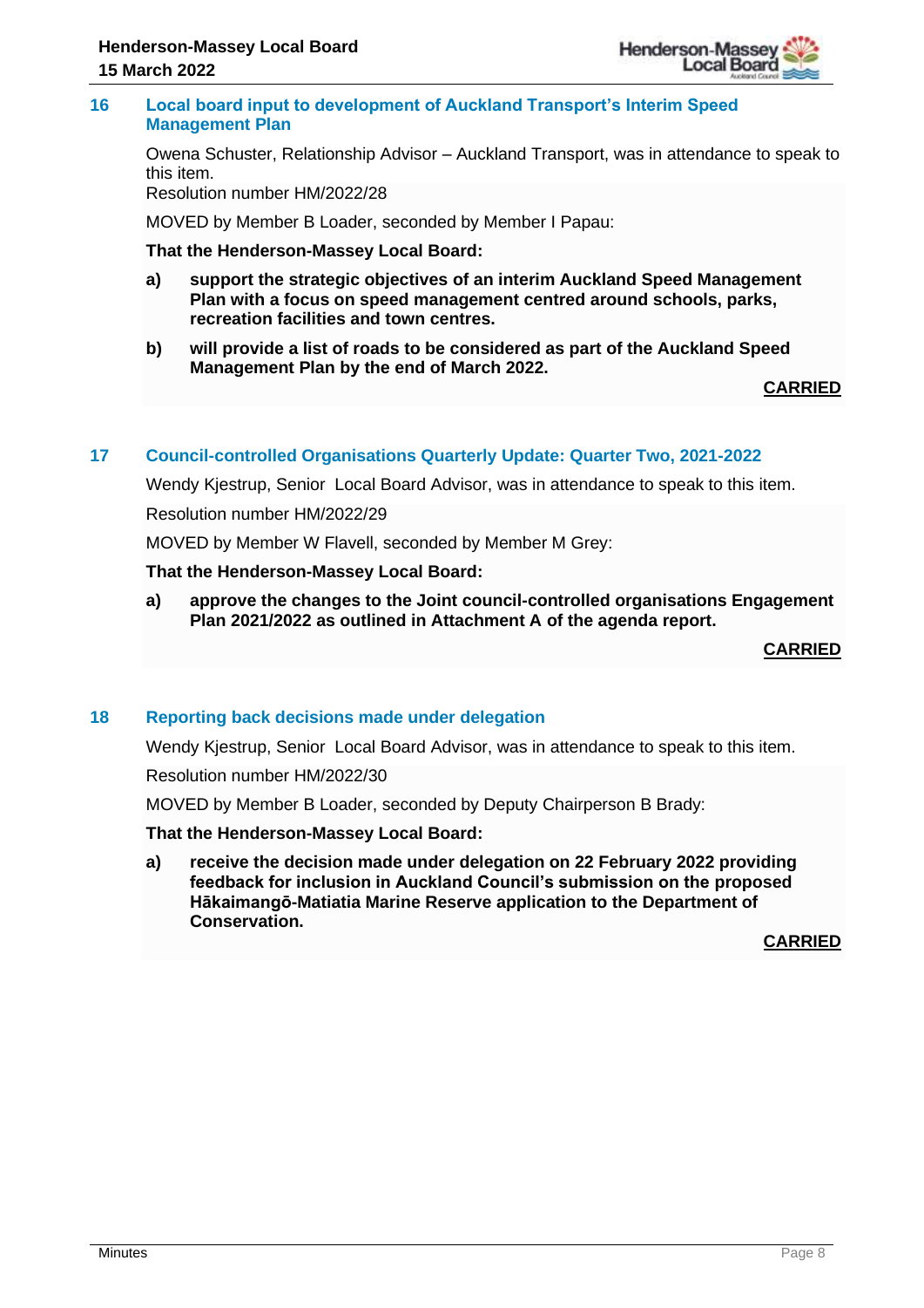## 16 Local board input to development of Auckland Transport's Interim Speed Management Plan

Owena Schuster, Relationship Advisor – Auckland Transport, was in attendance to speak to this item.

Resolution number HM/2022/28

MOVED by Member B Loader, seconded by Member I Papau:

**That the Henderson-Massey Local Board:**

**a) support the strategic objectives of an interim Auckland Speed Management Plan with a focus on speed management centred around schools, parks, recreation facilities and town centres.**

**b) will provide a list of roads to be considered as part of the Auckland Speed Management Plan by the end of March 2022.**

**CARRIED**

## 17 Council-controlled Organisations Quarterly Update: Quarter Two, 2021-2022

Wendy Kjestrup, Senior Local Board Advisor, was in attendance to speak to this item.

Resolution number HM/2022/29

MOVED by Member W Flavell, seconded by Member M Grey:

**That the Henderson-Massey Local Board:**

**a) approve the changes to the Joint council-controlled organisations Engagement Plan 2021/2022 as outlined in Attachment A of the agenda report.**

**CARRIED**

## 18 Reporting back decisions made under delegation

Wendy Kjestrup, Senior Local Board Advisor, was in attendance to speak to this item.

Resolution number HM/2022/30

MOVED by Member B Loader, seconded by Deputy Chairperson B Brady:

**That the Henderson-Massey Local Board:**

**a) receive the decision made under delegation on 22 February 2022 providing feedback for inclusion in Auckland Council's submission on the proposed Hākaimangō-Matiatia Marine Reserve application to the Department of Conservation.**

**CARRIED**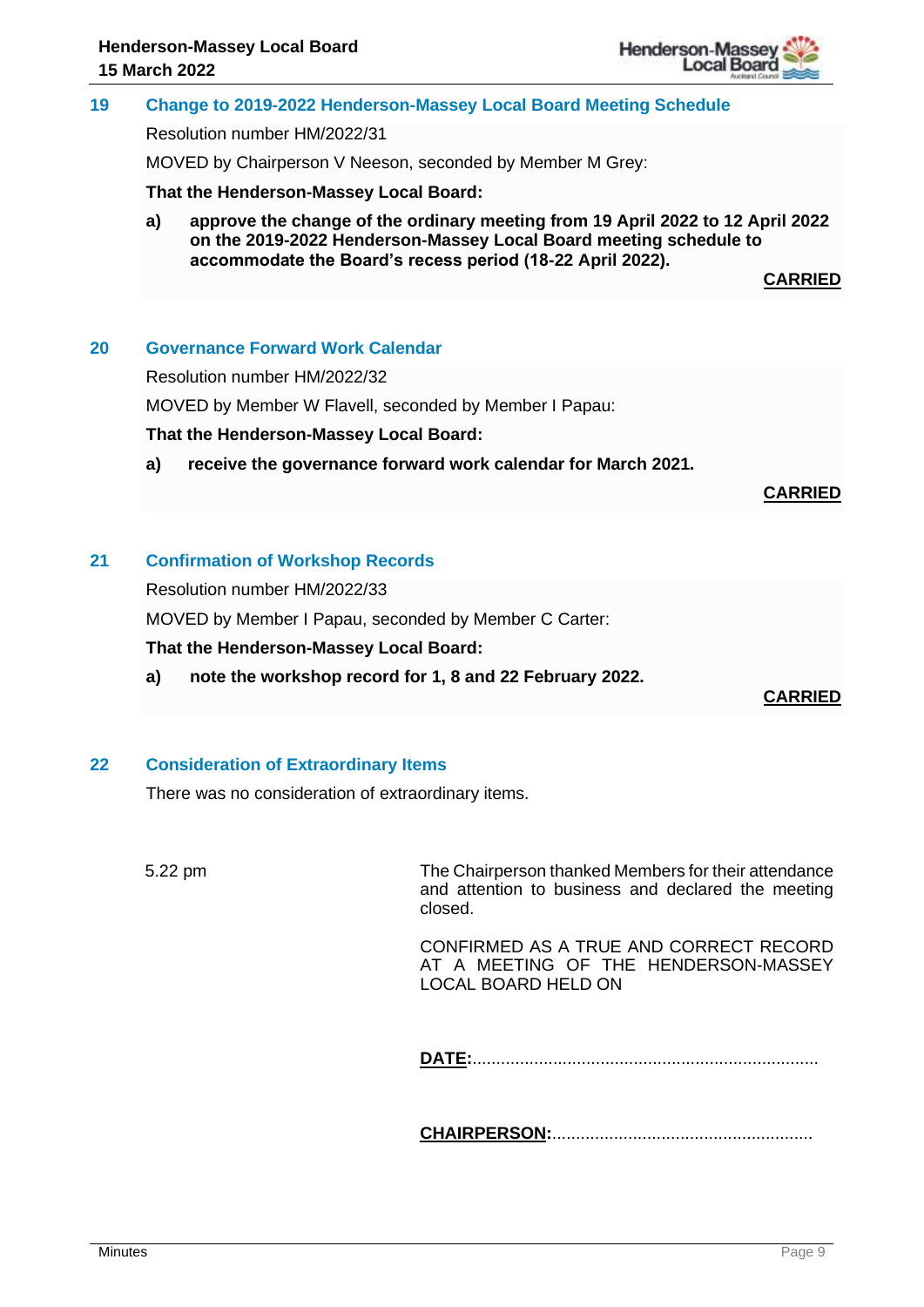## 19 Change to 2019-2022 Henderson-Massey Local Board Meeting Schedule

Resolution number HM/2022/31

MOVED by Chairperson V Neeson, seconded by Member M Grey:

**That the Henderson-Massey Local Board:**

**a) approve the change of the ordinary meeting from 19 April 2022 to 12 April 2022 on the 2019-2022 Henderson-Massey Local Board meeting schedule to accommodate the Board's recess period (18-22 April 2022).**

**CARRIED**

## 20 Governance Forward Work Calendar

Resolution number HM/2022/32

MOVED by Member W Flavell, seconded by Member I Papau:

**That the Henderson-Massey Local Board:**

**a) receive the governance forward work calendar for March 2021.**

**CARRIED**

## 21 Confirmation of Workshop Records

Resolution number HM/2022/33

MOVED by Member I Papau, seconded by Member C Carter:

**That the Henderson-Massey Local Board:**

**a) note the workshop record for 1, 8 and 22 February 2022.**

**CARRIED**

## 22 Consideration of Extraordinary Items

There was no consideration of extraordinary items.

5.22 pm

The Chairperson thanked Members for their attendance and attention to business and declared the meeting closed.

CONFIRMED AS A TRUE AND CORRECT RECORD AT A MEETING OF THE HENDERSON-MASSEY LOCAL BOARD HELD ON

**DATE:**.........................................................................

**CHAIRPERSON:**.......................................................